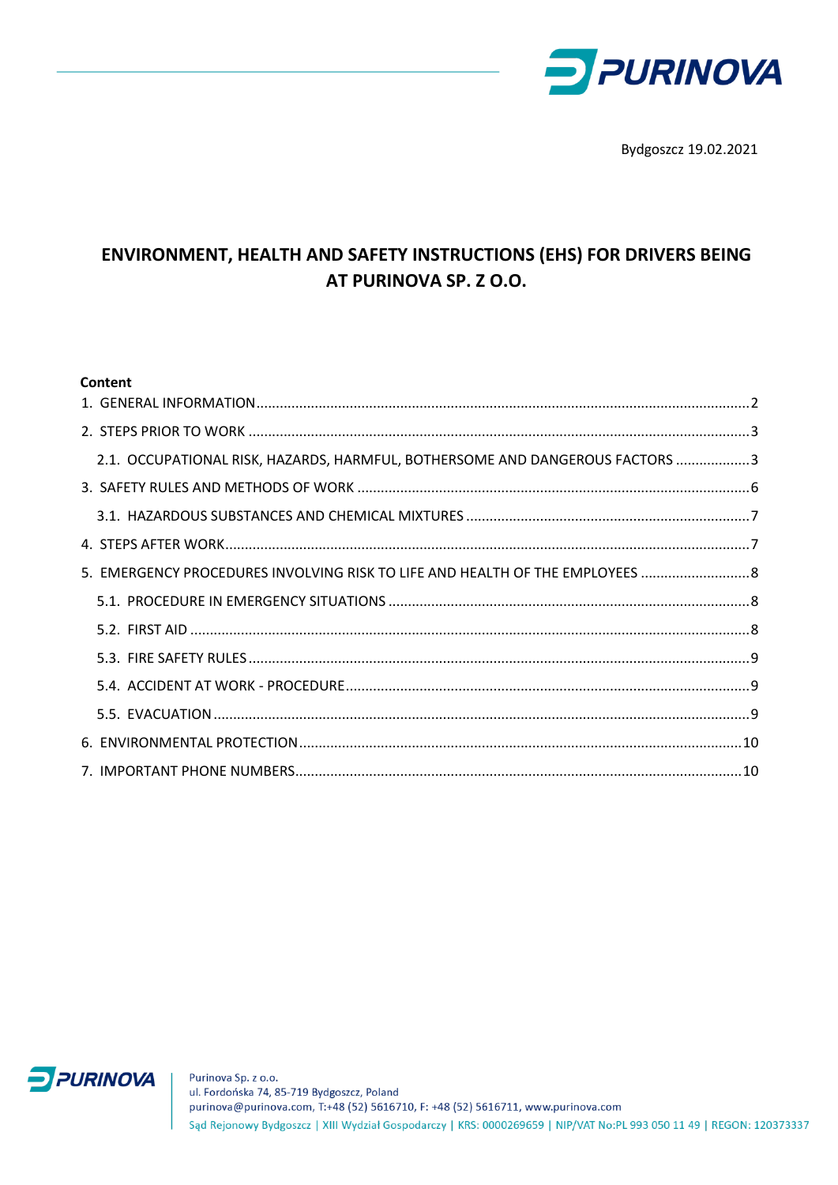Bydgoszcz 19.02.2021

# ENVIRONMENT, HEALTH AND SAFETY INSTRUCTIONS (EHS) FOR DRIVERS BEING AT PURINOVA SP. Z O.O.

**Content**

1. GENERAL INFORMATION ........ 2
2. STEPS PRIOR TO WORK ........ 3
   - 2.1. OCCUPATIONAL RISK, HAZARDS, HARMFUL, BOTHERSOME AND DANGEROUS FACTORS ........ 3
3. SAFETY RULES AND METHODS OF WORK ........ 6
   - 3.1. HAZARDOUS SUBSTANCES AND CHEMICAL MIXTURES ........ 7
4. STEPS AFTER WORK ........ 7
5. EMERGENCY PROCEDURES INVOLVING RISK TO LIFE AND HEALTH OF THE EMPLOYEES ........ 8
   - 5.1. PROCEDURE IN EMERGENCY SITUATIONS ........ 8
   - 5.2. FIRST AID ........ 8
   - 5.3. FIRE SAFETY RULES ........ 9
   - 5.4. ACCIDENT AT WORK - PROCEDURE ........ 9
   - 5.5. EVACUATION ........ 9
6. ENVIRONMENTAL PROTECTION ........ 10
7. IMPORTANT PHONE NUMBERS ........ 10

Purinova Sp. z o.o.
ul. Fordońska 74, 85-719 Bydgoszcz, Poland
purinova@purinova.com, T:+48 (52) 5616710, F: +48 (52) 5616711, www.purinova.com
Sąd Rejonowy Bydgoszcz | XIII Wydział Gospodarczy | KRS: 0000269659 | NIP/VAT No:PL 993 050 11 49 | REGON: 120373337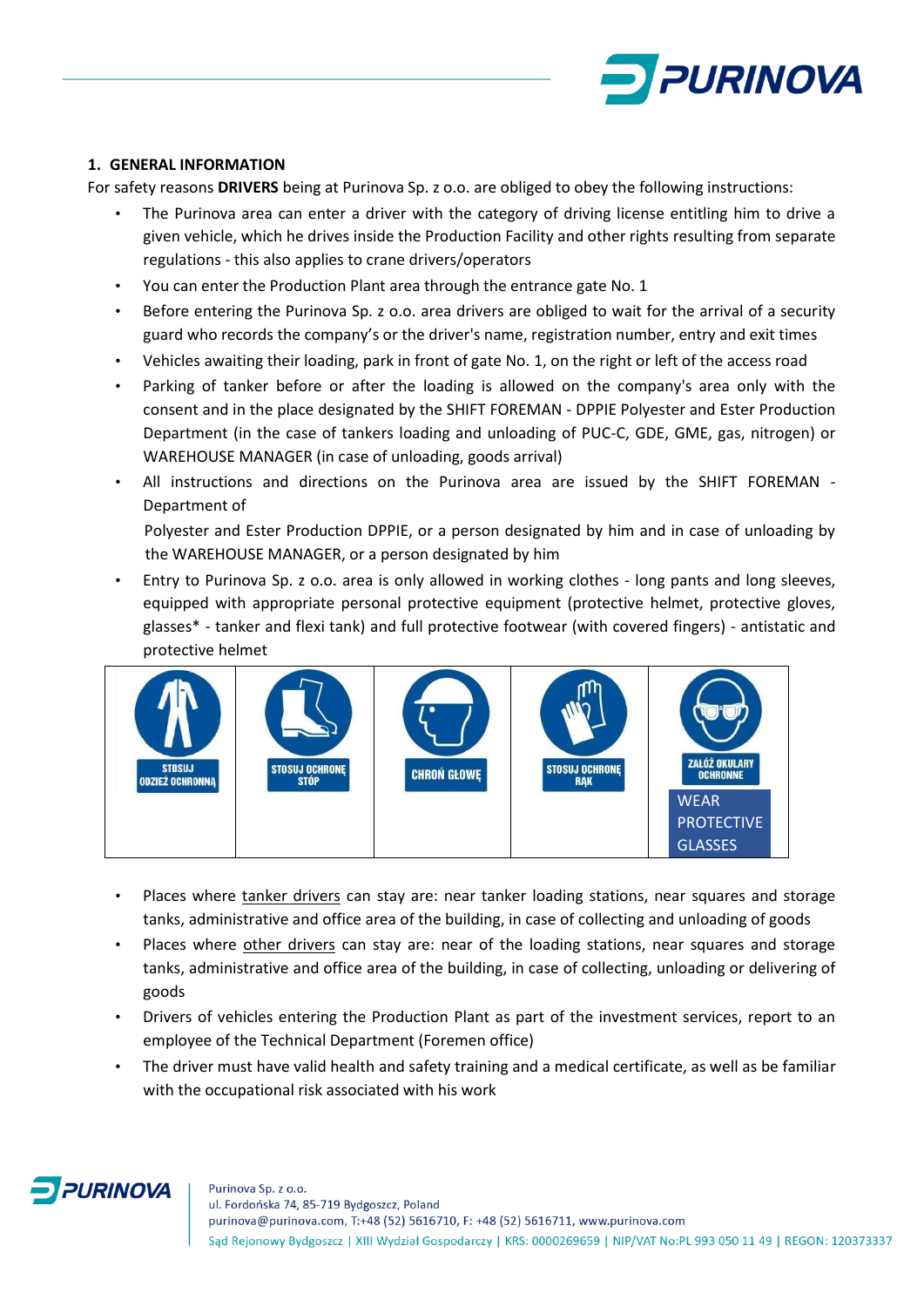## 1. GENERAL INFORMATION

For safety reasons **DRIVERS** being at Purinova Sp. z o.o. are obliged to obey the following instructions:

- The Purinova area can enter a driver with the category of driving license entitling him to drive a given vehicle, which he drives inside the Production Facility and other rights resulting from separate regulations - this also applies to crane drivers/operators
- You can enter the Production Plant area through the entrance gate No. 1
- Before entering the Purinova Sp. z o.o. area drivers are obliged to wait for the arrival of a security guard who records the company's or the driver's name, registration number, entry and exit times
- Vehicles awaiting their loading, park in front of gate No. 1, on the right or left of the access road
- Parking of tanker before or after the loading is allowed on the company's area only with the consent and in the place designated by the SHIFT FOREMAN - DPPIE Polyester and Ester Production Department (in the case of tankers loading and unloading of PUC-C, GDE, GME, gas, nitrogen) or WAREHOUSE MANAGER (in case of unloading, goods arrival)
- All instructions and directions on the Purinova area are issued by the SHIFT FOREMAN - Department of
  Polyester and Ester Production DPPIE, or a person designated by him and in case of unloading by the WAREHOUSE MANAGER, or a person designated by him
- Entry to Purinova Sp. z o.o. area is only allowed in working clothes - long pants and long sleeves, equipped with appropriate personal protective equipment (protective helmet, protective gloves, glasses* - tanker and flexi tank) and full protective footwear (with covered fingers) - antistatic and protective helmet

| STOSUJ ODZIEŻ OCHRONNĄ | STOSUJ OCHRONĘ STÓP | CHROŃ GŁOWĘ | STOSUJ OCHRONĘ RĄK | ZAŁÓŻ OKULARY OCHRONNE<br>WEAR PROTECTIVE GLASSES |
|---|---|---|---|---|

- Places where <u>tanker drivers</u> can stay are: near tanker loading stations, near squares and storage tanks, administrative and office area of the building, in case of collecting and unloading of goods
- Places where <u>other drivers</u> can stay are: near of the loading stations, near squares and storage tanks, administrative and office area of the building, in case of collecting, unloading or delivering of goods
- Drivers of vehicles entering the Production Plant as part of the investment services, report to an employee of the Technical Department (Foremen office)
- The driver must have valid health and safety training and a medical certificate, as well as be familiar with the occupational risk associated with his work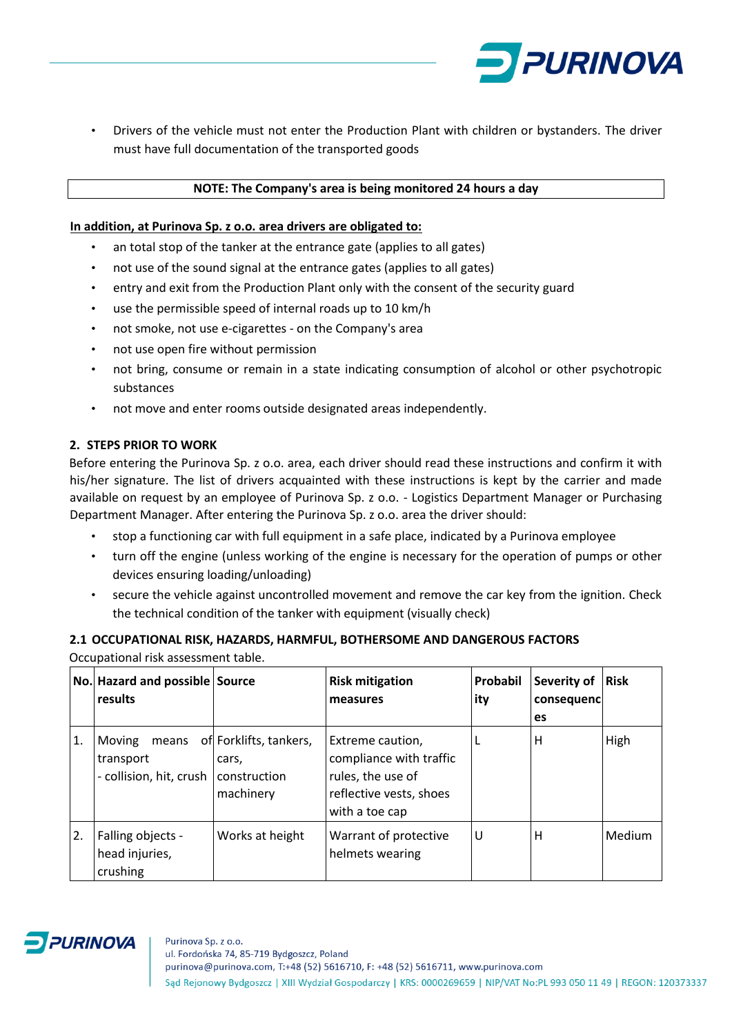- Drivers of the vehicle must not enter the Production Plant with children or bystanders. The driver must have full documentation of the transported goods

| NOTE: The Company's area is being monitored 24 hours a day |
|---|

**In addition, at Purinova Sp. z o.o. area drivers are obligated to:**

- an total stop of the tanker at the entrance gate (applies to all gates)
- not use of the sound signal at the entrance gates (applies to all gates)
- entry and exit from the Production Plant only with the consent of the security guard
- use the permissible speed of internal roads up to 10 km/h
- not smoke, not use e-cigarettes - on the Company's area
- not use open fire without permission
- not bring, consume or remain in a state indicating consumption of alcohol or other psychotropic substances
- not move and enter rooms outside designated areas independently.

## 2. STEPS PRIOR TO WORK

Before entering the Purinova Sp. z o.o. area, each driver should read these instructions and confirm it with his/her signature. The list of drivers acquainted with these instructions is kept by the carrier and made available on request by an employee of Purinova Sp. z o.o. - Logistics Department Manager or Purchasing Department Manager. After entering the Purinova Sp. z o.o. area the driver should:

- stop a functioning car with full equipment in a safe place, indicated by a Purinova employee
- turn off the engine (unless working of the engine is necessary for the operation of pumps or other devices ensuring loading/unloading)
- secure the vehicle against uncontrolled movement and remove the car key from the ignition. Check the technical condition of the tanker with equipment (visually check)

### 2.1 OCCUPATIONAL RISK, HAZARDS, HARMFUL, BOTHERSOME AND DANGEROUS FACTORS

Occupational risk assessment table.

| No. | Hazard and possible results | Source | Risk mitigation measures | Probability | Severity of consequences | Risk |
|---|---|---|---|---|---|---|
| 1. | Moving means of transport - collision, hit, crush | Forklifts, tankers, cars, construction machinery | Extreme caution, compliance with traffic rules, the use of reflective vests, shoes with a toe cap | L | H | High |
| 2. | Falling objects - head injuries, crushing | Works at height | Warrant of protective helmets wearing | U | H | Medium |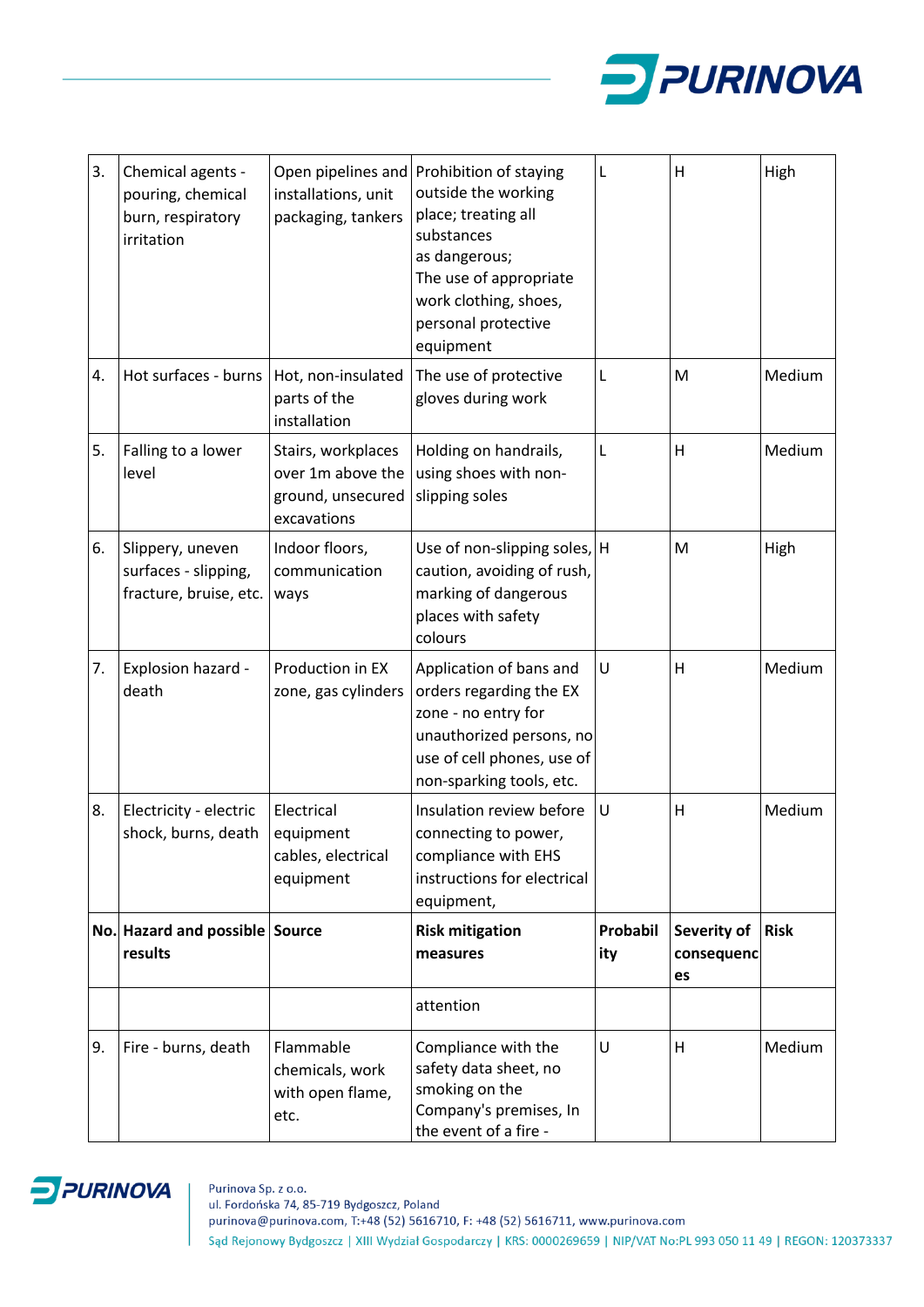| No. | Hazard and possible results | Source | Risk mitigation measures | Probability | Severity of consequences | Risk |
|---|---|---|---|---|---|---|
| 3. | Chemical agents - pouring, chemical burn, respiratory irritation | Open pipelines and installations, unit packaging, tankers | Prohibition of staying outside the working place; treating all substances as dangerous; The use of appropriate work clothing, shoes, personal protective equipment | L | H | High |
| 4. | Hot surfaces - burns | Hot, non-insulated parts of the installation | The use of protective gloves during work | L | M | Medium |
| 5. | Falling to a lower level | Stairs, workplaces over 1m above the ground, unsecured excavations | Holding on handrails, using shoes with non-slipping soles | L | H | Medium |
| 6. | Slippery, uneven surfaces - slipping, fracture, bruise, etc. | Indoor floors, communication ways | Use of non-slipping soles, caution, avoiding of rush, marking of dangerous places with safety colours | H | M | High |
| 7. | Explosion hazard - death | Production in EX zone, gas cylinders | Application of bans and orders regarding the EX zone - no entry for unauthorized persons, no use of cell phones, use of non-sparking tools, etc. | U | H | Medium |
| 8. | Electricity - electric shock, burns, death | Electrical equipment cables, electrical equipment | Insulation review before connecting to power, compliance with EHS instructions for electrical equipment, attention | U | H | Medium |
| 9. | Fire - burns, death | Flammable chemicals, work with open flame, etc. | Compliance with the safety data sheet, no smoking on the Company's premises, In the event of a fire - | U | H | Medium |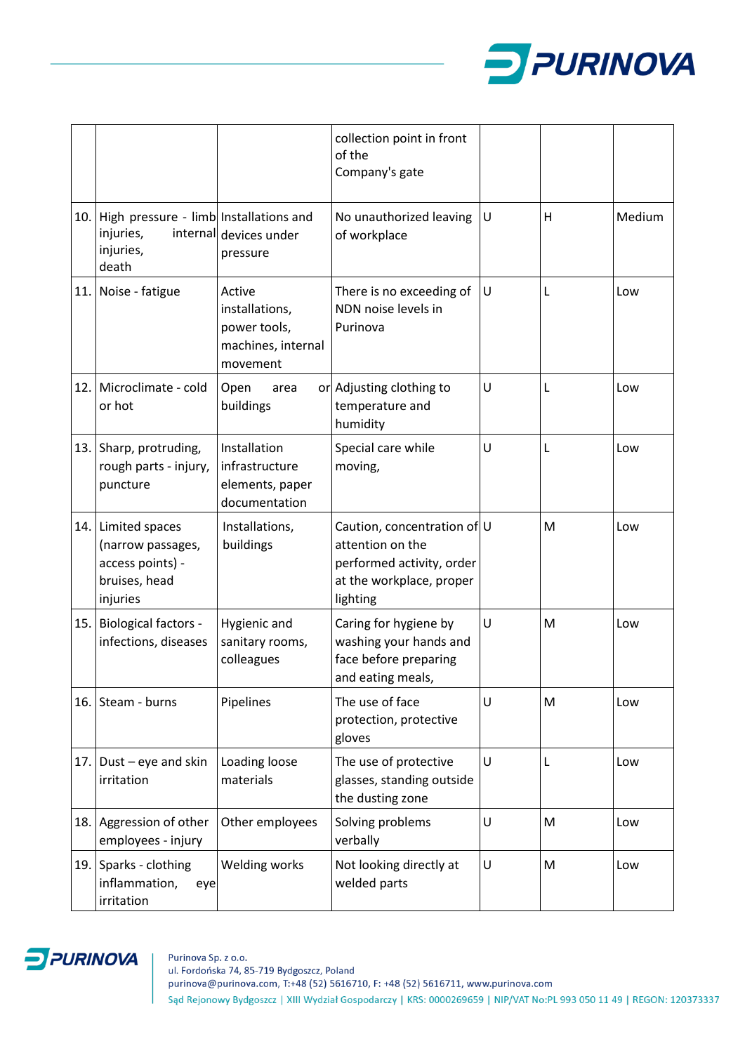| | | | | | | |
|---|---|---|---|---|---|---|
| | | | collection point in front of the Company's gate | | | |
| 10. | High pressure - limb injuries, internal injuries, death | Installations and devices under pressure | No unauthorized leaving of workplace | U | H | Medium |
| 11. | Noise - fatigue | Active installations, power tools, machines, internal movement | There is no exceeding of NDN noise levels in Purinova | U | L | Low |
| 12. | Microclimate - cold or hot | Open area or buildings | Adjusting clothing to temperature and humidity | U | L | Low |
| 13. | Sharp, protruding, rough parts - injury, puncture | Installation infrastructure elements, paper documentation | Special care while moving, | U | L | Low |
| 14. | Limited spaces (narrow passages, access points) - bruises, head injuries | Installations, buildings | Caution, concentration of attention on the performed activity, order at the workplace, proper lighting | U | M | Low |
| 15. | Biological factors - infections, diseases | Hygienic and sanitary rooms, colleagues | Caring for hygiene by washing your hands and face before preparing and eating meals, | U | M | Low |
| 16. | Steam - burns | Pipelines | The use of face protection, protective gloves | U | M | Low |
| 17. | Dust – eye and skin irritation | Loading loose materials | The use of protective glasses, standing outside the dusting zone | U | L | Low |
| 18. | Aggression of other employees - injury | Other employees | Solving problems verbally | U | M | Low |
| 19. | Sparks - clothing inflammation, eye irritation | Welding works | Not looking directly at welded parts | U | M | Low |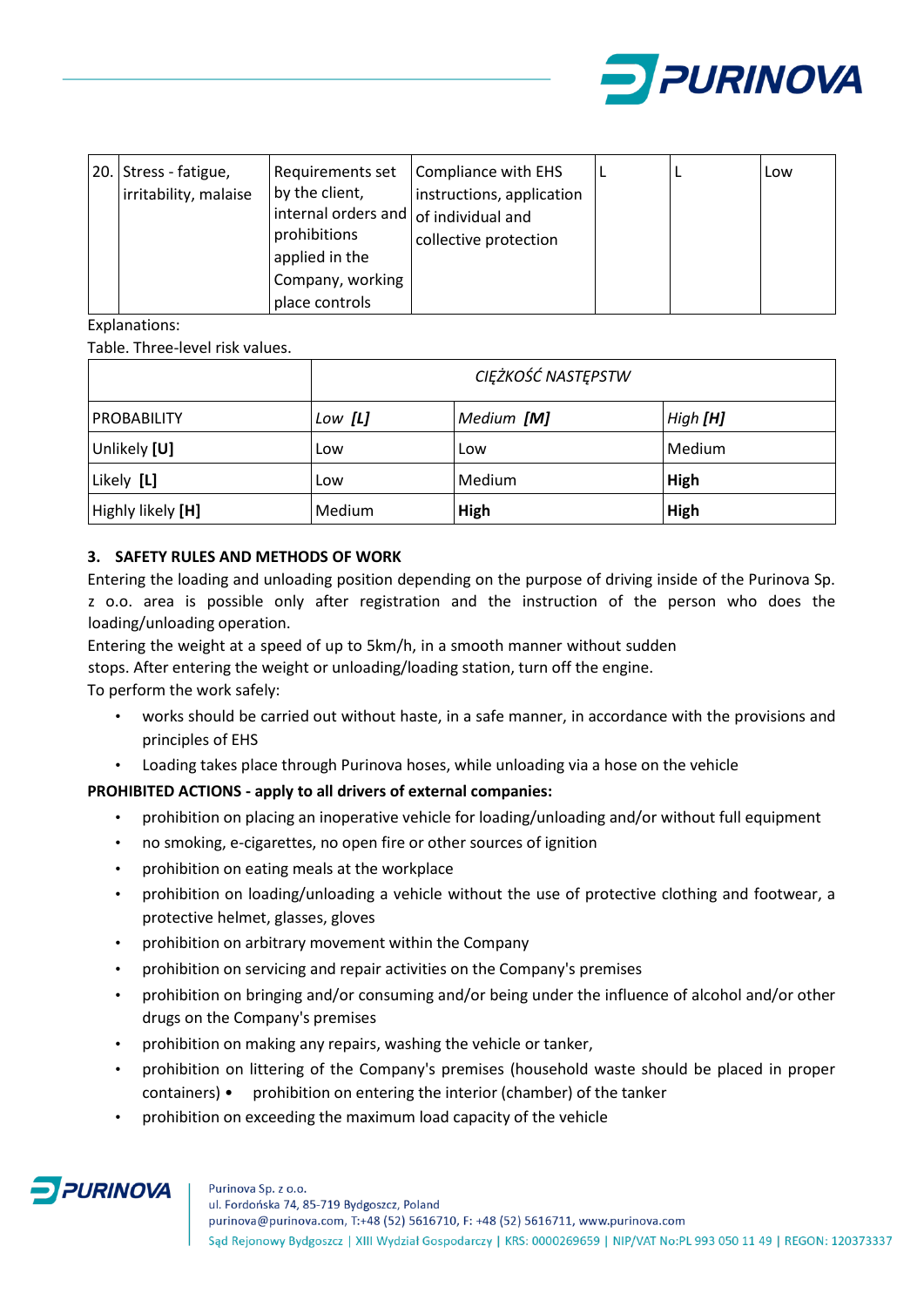| 20. | Stress - fatigue, irritability, malaise | Requirements set by the client, internal orders and prohibitions applied in the Company, working place controls | Compliance with EHS instructions, application of individual and collective protection | L | L | Low |
|---|---|---|---|---|---|---|

Explanations:

Table. Three-level risk values.

| | *CIĘŻKOŚĆ NASTĘPSTW* | | |
|---|---|---|---|
| PROBABILITY | *Low* ***[L]*** | *Medium* ***[M]*** | *High* ***[H]*** |
| Unlikely **[U]** | Low | Low | Medium |
| Likely **[L]** | Low | Medium | **High** |
| Highly likely **[H]** | Medium | **High** | **High** |

### 3. SAFETY RULES AND METHODS OF WORK

Entering the loading and unloading position depending on the purpose of driving inside of the Purinova Sp. z o.o. area is possible only after registration and the instruction of the person who does the loading/unloading operation.

Entering the weight at a speed of up to 5km/h, in a smooth manner without sudden stops. After entering the weight or unloading/loading station, turn off the engine.

To perform the work safely:

- works should be carried out without haste, in a safe manner, in accordance with the provisions and principles of EHS
- Loading takes place through Purinova hoses, while unloading via a hose on the vehicle

**PROHIBITED ACTIONS - apply to all drivers of external companies:**

- prohibition on placing an inoperative vehicle for loading/unloading and/or without full equipment
- no smoking, e-cigarettes, no open fire or other sources of ignition
- prohibition on eating meals at the workplace
- prohibition on loading/unloading a vehicle without the use of protective clothing and footwear, a protective helmet, glasses, gloves
- prohibition on arbitrary movement within the Company
- prohibition on servicing and repair activities on the Company's premises
- prohibition on bringing and/or consuming and/or being under the influence of alcohol and/or other drugs on the Company's premises
- prohibition on making any repairs, washing the vehicle or tanker,
- prohibition on littering of the Company's premises (household waste should be placed in proper containers) • prohibition on entering the interior (chamber) of the tanker
- prohibition on exceeding the maximum load capacity of the vehicle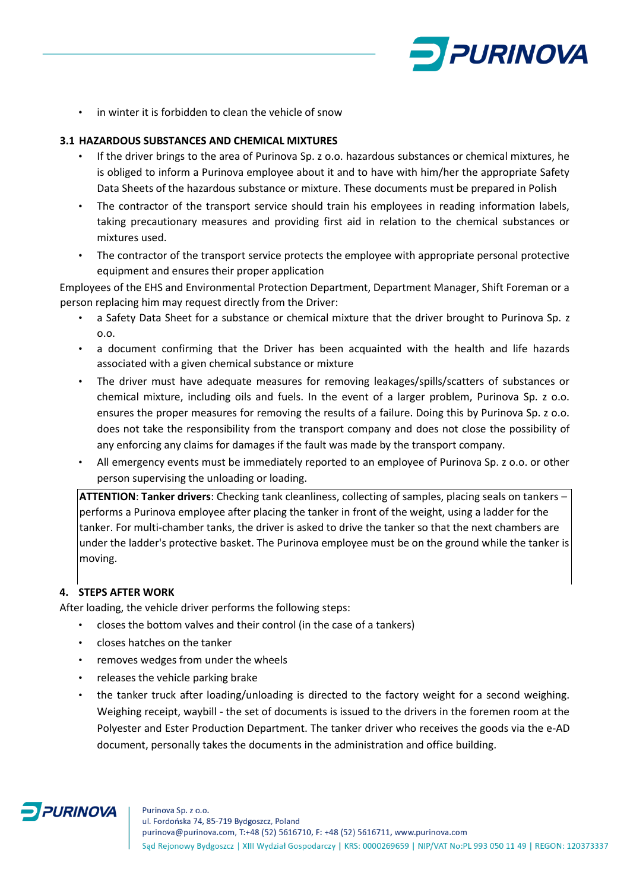- in winter it is forbidden to clean the vehicle of snow

### 3.1 HAZARDOUS SUBSTANCES AND CHEMICAL MIXTURES

- If the driver brings to the area of Purinova Sp. z o.o. hazardous substances or chemical mixtures, he is obliged to inform a Purinova employee about it and to have with him/her the appropriate Safety Data Sheets of the hazardous substance or mixture. These documents must be prepared in Polish
- The contractor of the transport service should train his employees in reading information labels, taking precautionary measures and providing first aid in relation to the chemical substances or mixtures used.
- The contractor of the transport service protects the employee with appropriate personal protective equipment and ensures their proper application

Employees of the EHS and Environmental Protection Department, Department Manager, Shift Foreman or a person replacing him may request directly from the Driver:

- a Safety Data Sheet for a substance or chemical mixture that the driver brought to Purinova Sp. z o.o.
- a document confirming that the Driver has been acquainted with the health and life hazards associated with a given chemical substance or mixture
- The driver must have adequate measures for removing leakages/spills/scatters of substances or chemical mixture, including oils and fuels. In the event of a larger problem, Purinova Sp. z o.o. ensures the proper measures for removing the results of a failure. Doing this by Purinova Sp. z o.o. does not take the responsibility from the transport company and does not close the possibility of any enforcing any claims for damages if the fault was made by the transport company.
- All emergency events must be immediately reported to an employee of Purinova Sp. z o.o. or other person supervising the unloading or loading.

**ATTENTION**: **Tanker drivers**: Checking tank cleanliness, collecting of samples, placing seals on tankers – performs a Purinova employee after placing the tanker in front of the weight, using a ladder for the tanker. For multi-chamber tanks, the driver is asked to drive the tanker so that the next chambers are under the ladder's protective basket. The Purinova employee must be on the ground while the tanker is moving.

## 4. STEPS AFTER WORK

After loading, the vehicle driver performs the following steps:

- closes the bottom valves and their control (in the case of a tankers)
- closes hatches on the tanker
- removes wedges from under the wheels
- releases the vehicle parking brake
- the tanker truck after loading/unloading is directed to the factory weight for a second weighing. Weighing receipt, waybill - the set of documents is issued to the drivers in the foremen room at the Polyester and Ester Production Department. The tanker driver who receives the goods via the e-AD document, personally takes the documents in the administration and office building.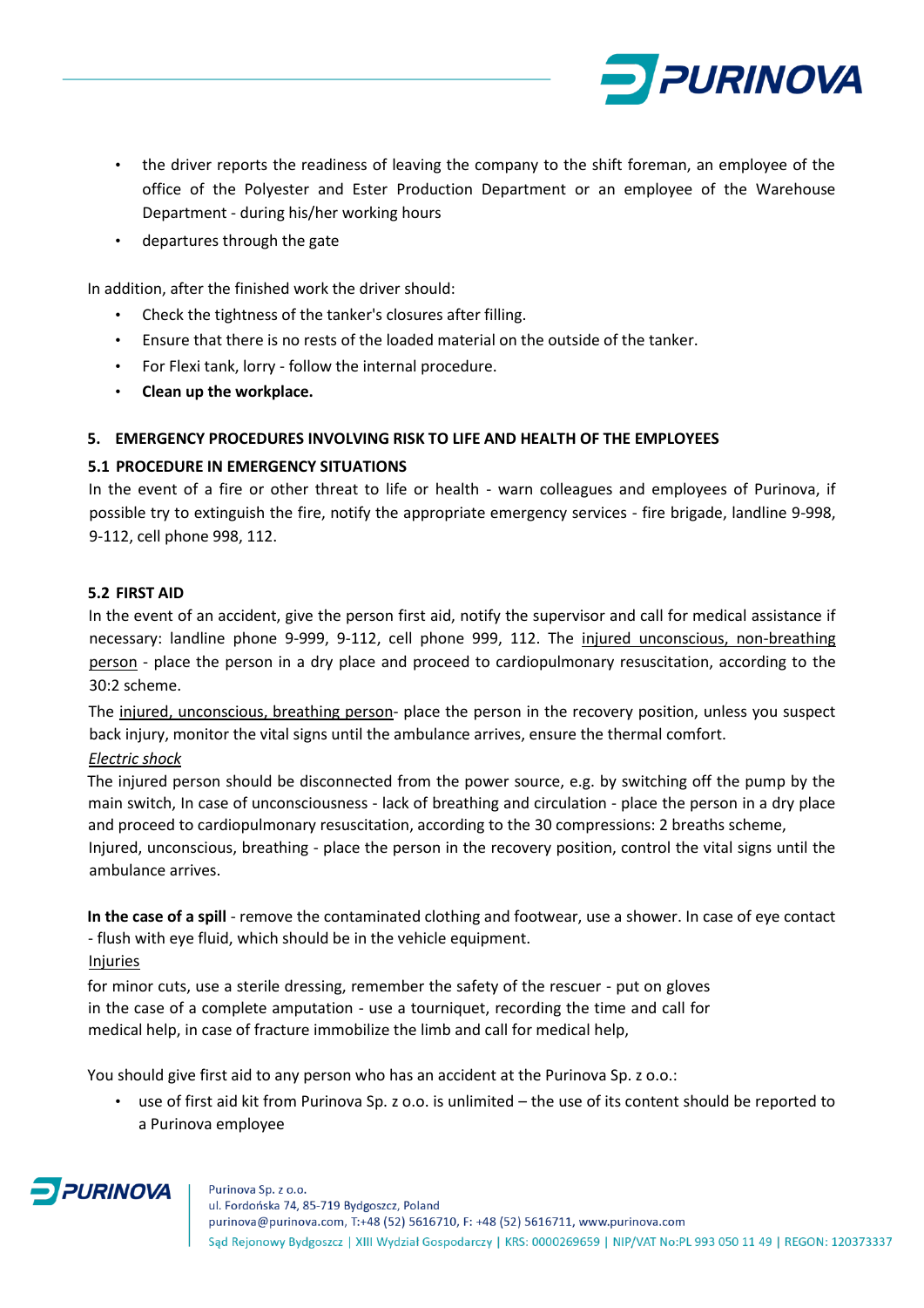- the driver reports the readiness of leaving the company to the shift foreman, an employee of the office of the Polyester and Ester Production Department or an employee of the Warehouse Department - during his/her working hours
- departures through the gate

In addition, after the finished work the driver should:

- Check the tightness of the tanker's closures after filling.
- Ensure that there is no rests of the loaded material on the outside of the tanker.
- For Flexi tank, lorry - follow the internal procedure.
- **Clean up the workplace.**

## 5. EMERGENCY PROCEDURES INVOLVING RISK TO LIFE AND HEALTH OF THE EMPLOYEES

### 5.1 PROCEDURE IN EMERGENCY SITUATIONS

In the event of a fire or other threat to life or health - warn colleagues and employees of Purinova, if possible try to extinguish the fire, notify the appropriate emergency services - fire brigade, landline 9-998, 9-112, cell phone 998, 112.

### 5.2 FIRST AID

In the event of an accident, give the person first aid, notify the supervisor and call for medical assistance if necessary: landline phone 9-999, 9-112, cell phone 999, 112. The <u>injured unconscious, non-breathing person</u> - place the person in a dry place and proceed to cardiopulmonary resuscitation, according to the 30:2 scheme.

The <u>injured, unconscious, breathing person</u>- place the person in the recovery position, unless you suspect back injury, monitor the vital signs until the ambulance arrives, ensure the thermal comfort.

*<u>Electric shock</u>*

The injured person should be disconnected from the power source, e.g. by switching off the pump by the main switch, In case of unconsciousness - lack of breathing and circulation - place the person in a dry place and proceed to cardiopulmonary resuscitation, according to the 30 compressions: 2 breaths scheme,
Injured, unconscious, breathing - place the person in the recovery position, control the vital signs until the ambulance arrives.

**In the case of a spill** - remove the contaminated clothing and footwear, use a shower. In case of eye contact - flush with eye fluid, which should be in the vehicle equipment.

<u>Injuries</u>

for minor cuts, use a sterile dressing, remember the safety of the rescuer - put on gloves
in the case of a complete amputation - use a tourniquet, recording the time and call for medical help, in case of fracture immobilize the limb and call for medical help,

You should give first aid to any person who has an accident at the Purinova Sp. z o.o.:

- use of first aid kit from Purinova Sp. z o.o. is unlimited – the use of its content should be reported to a Purinova employee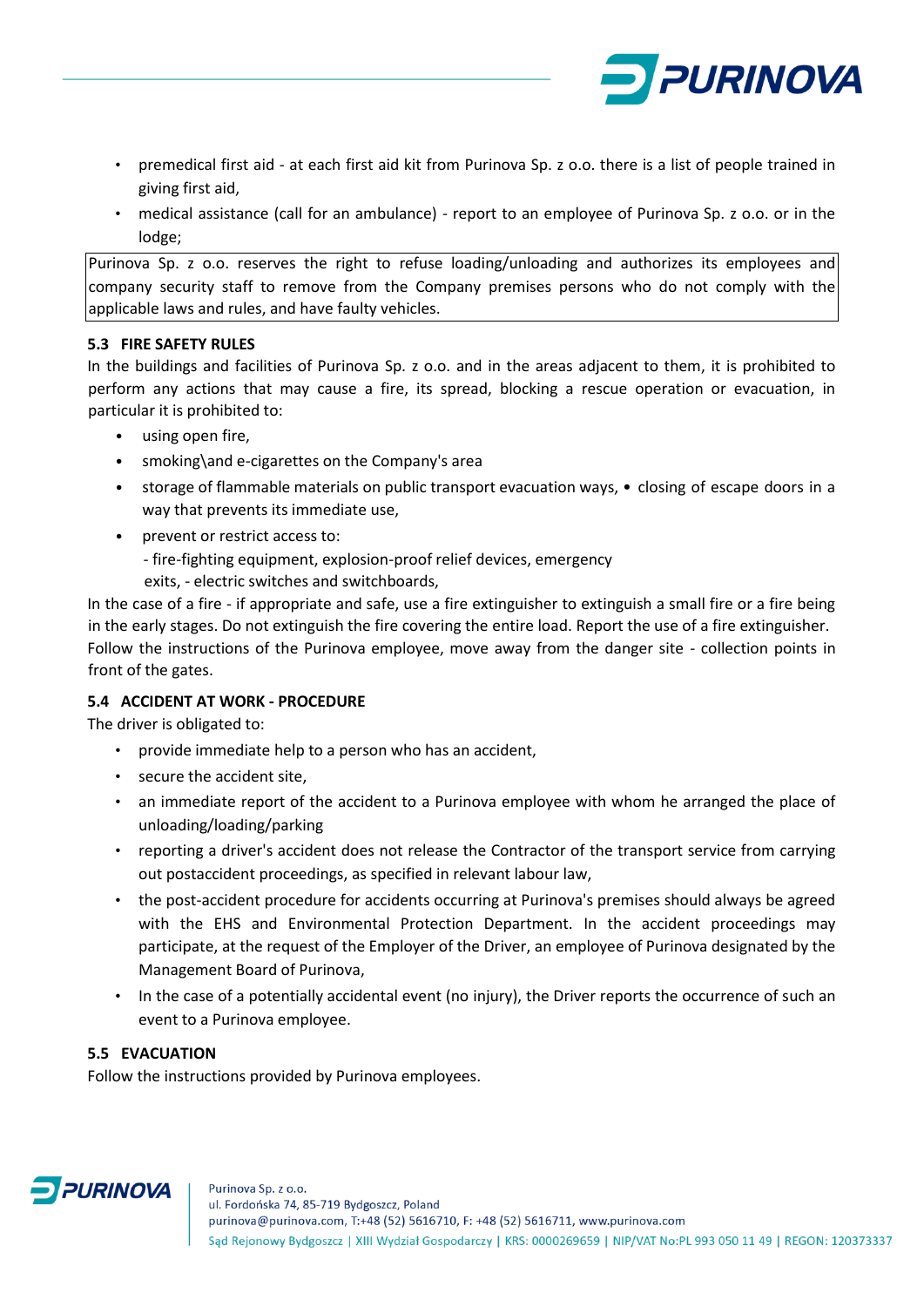- premedical first aid - at each first aid kit from Purinova Sp. z o.o. there is a list of people trained in giving first aid,
- medical assistance (call for an ambulance) - report to an employee of Purinova Sp. z o.o. or in the lodge;

Purinova Sp. z o.o. reserves the right to refuse loading/unloading and authorizes its employees and company security staff to remove from the Company premises persons who do not comply with the applicable laws and rules, and have faulty vehicles.

### 5.3 FIRE SAFETY RULES

In the buildings and facilities of Purinova Sp. z o.o. and in the areas adjacent to them, it is prohibited to perform any actions that may cause a fire, its spread, blocking a rescue operation or evacuation, in particular it is prohibited to:

- using open fire,
- smoking\and e-cigarettes on the Company's area
- storage of flammable materials on public transport evacuation ways, • closing of escape doors in a way that prevents its immediate use,
- prevent or restrict access to:
  - fire-fighting equipment, explosion-proof relief devices, emergency exits, - electric switches and switchboards,

In the case of a fire - if appropriate and safe, use a fire extinguisher to extinguish a small fire or a fire being in the early stages. Do not extinguish the fire covering the entire load. Report the use of a fire extinguisher. Follow the instructions of the Purinova employee, move away from the danger site - collection points in front of the gates.

### 5.4 ACCIDENT AT WORK - PROCEDURE

The driver is obligated to:

- provide immediate help to a person who has an accident,
- secure the accident site,
- an immediate report of the accident to a Purinova employee with whom he arranged the place of unloading/loading/parking
- reporting a driver's accident does not release the Contractor of the transport service from carrying out postaccident proceedings, as specified in relevant labour law,
- the post-accident procedure for accidents occurring at Purinova's premises should always be agreed with the EHS and Environmental Protection Department. In the accident proceedings may participate, at the request of the Employer of the Driver, an employee of Purinova designated by the Management Board of Purinova,
- In the case of a potentially accidental event (no injury), the Driver reports the occurrence of such an event to a Purinova employee.

### 5.5 EVACUATION

Follow the instructions provided by Purinova employees.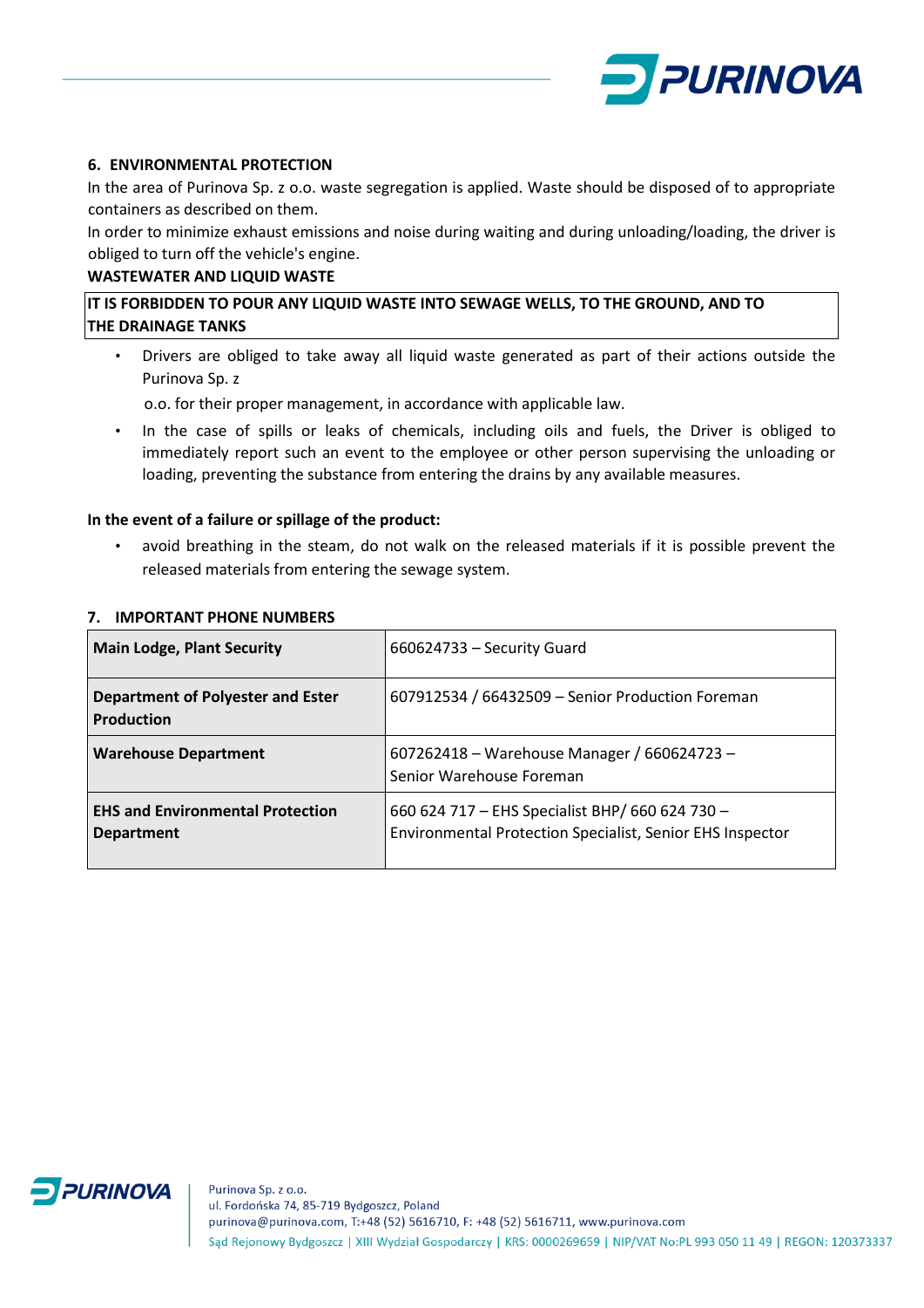## 6. ENVIRONMENTAL PROTECTION

In the area of Purinova Sp. z o.o. waste segregation is applied. Waste should be disposed of to appropriate containers as described on them.

In order to minimize exhaust emissions and noise during waiting and during unloading/loading, the driver is obliged to turn off the vehicle's engine.

**WASTEWATER AND LIQUID WASTE**

**IT IS FORBIDDEN TO POUR ANY LIQUID WASTE INTO SEWAGE WELLS, TO THE GROUND, AND TO THE DRAINAGE TANKS**

- Drivers are obliged to take away all liquid waste generated as part of their actions outside the Purinova Sp. z o.o. for their proper management, in accordance with applicable law.
- In the case of spills or leaks of chemicals, including oils and fuels, the Driver is obliged to immediately report such an event to the employee or other person supervising the unloading or loading, preventing the substance from entering the drains by any available measures.

**In the event of a failure or spillage of the product:**

- avoid breathing in the steam, do not walk on the released materials if it is possible prevent the released materials from entering the sewage system.

## 7. IMPORTANT PHONE NUMBERS

| | |
|---|---|
| **Main Lodge, Plant Security** | 660624733 – Security Guard |
| **Department of Polyester and Ester Production** | 607912534 / 66432509 – Senior Production Foreman |
| **Warehouse Department** | 607262418 – Warehouse Manager / 660624723 – Senior Warehouse Foreman |
| **EHS and Environmental Protection Department** | 660 624 717 – EHS Specialist BHP/ 660 624 730 – Environmental Protection Specialist, Senior EHS Inspector |